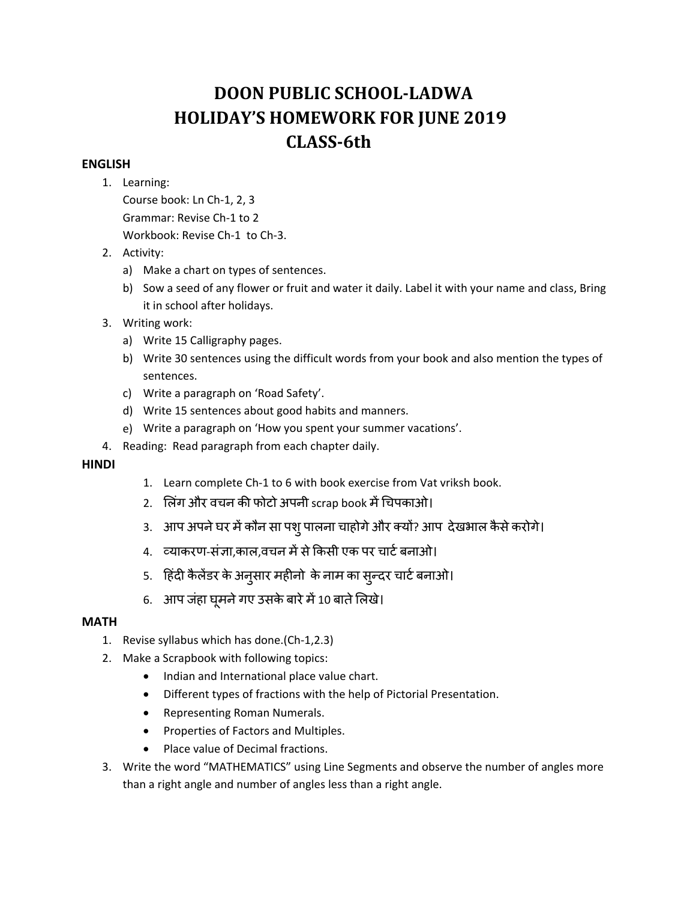# DOON PUBLIC SCHOOL-LADWA
# HOLIDAY'S HOMEWORK FOR JUNE 2019
# CLASS-6th

**ENGLISH**

1. Learning:
   Course book: Ln Ch-1, 2, 3
   Grammar: Revise Ch-1 to 2
   Workbook: Revise Ch-1 to Ch-3.
2. Activity:
   a) Make a chart on types of sentences.
   b) Sow a seed of any flower or fruit and water it daily. Label it with your name and class, Bring it in school after holidays.
3. Writing work:
   a) Write 15 Calligraphy pages.
   b) Write 30 sentences using the difficult words from your book and also mention the types of sentences.
   c) Write a paragraph on 'Road Safety'.
   d) Write 15 sentences about good habits and manners.
   e) Write a paragraph on 'How you spent your summer vacations'.
4. Reading: Read paragraph from each chapter daily.

**HINDI**

1. Learn complete Ch-1 to 6 with book exercise from Vat vriksh book.
2. लिंग और वचन की फोटो अपनी scrap book में चिपकाओ।
3. आप अपने घर में कौन सा पशु पालना चाहोगे और क्यों? आप देखभाल कैसे करोगे।
4. व्याकरण-संज्ञा,काल,वचन में से किसी एक पर चार्ट बनाओ।
5. हिंदी कैलेंडर के अनुसार महीनो के नाम का सुन्दर चार्ट बनाओ।
6. आप जंहा घूमने गए उसके बारे में 10 बाते लिखे।

**MATH**

1. Revise syllabus which has done.(Ch-1,2.3)
2. Make a Scrapbook with following topics:
   - Indian and International place value chart.
   - Different types of fractions with the help of Pictorial Presentation.
   - Representing Roman Numerals.
   - Properties of Factors and Multiples.
   - Place value of Decimal fractions.
3. Write the word "MATHEMATICS" using Line Segments and observe the number of angles more than a right angle and number of angles less than a right angle.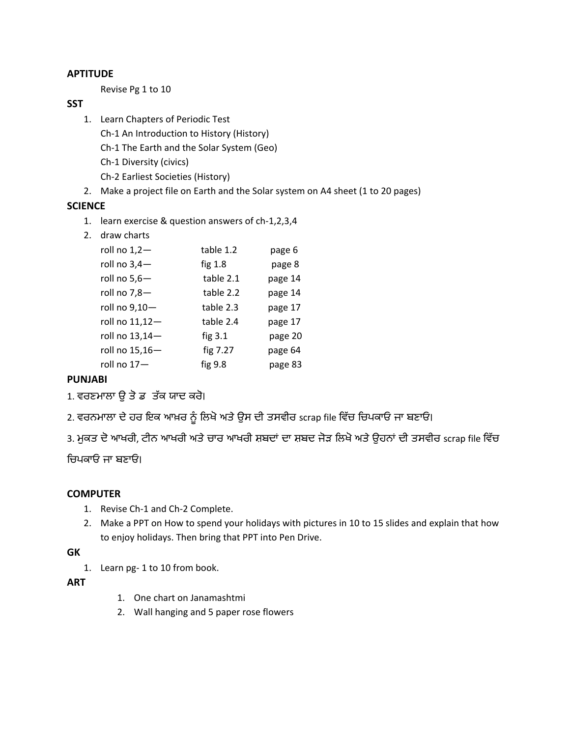**APTITUDE**

Revise Pg 1 to 10

**SST**

1. Learn Chapters of Periodic Test
   Ch-1 An Introduction to History (History)
   Ch-1 The Earth and the Solar System (Geo)
   Ch-1 Diversity (civics)
   Ch-2 Earliest Societies (History)
2. Make a project file on Earth and the Solar system on A4 sheet (1 to 20 pages)

**SCIENCE**

1. learn exercise & question answers of ch-1,2,3,4
2. draw charts

| | | |
|---|---|---|
| roll no 1,2— | table 1.2 | page 6 |
| roll no 3,4— | fig 1.8 | page 8 |
| roll no 5,6— | table 2.1 | page 14 |
| roll no 7,8— | table 2.2 | page 14 |
| roll no 9,10— | table 2.3 | page 17 |
| roll no 11,12— | table 2.4 | page 17 |
| roll no 13,14— | fig 3.1 | page 20 |
| roll no 15,16— | fig 7.27 | page 64 |
| roll no 17— | fig 9.8 | page 83 |

**PUNJABI**

1. ਵਰਣਮਾਲਾ ੳ ਤੋ ਡ ਤੱਕ ਯਾਦ ਕਰੋ।

2. ਵਰਨਮਾਲਾ ਦੇ ਹਰ ਇਕ ਆਖ਼ਰ ਨੂੰ ਲਿਖੋ ਅਤੇ ਉਸ ਦੀ ਤਸਵੀਰ scrap file ਵਿੱਚ ਚਿਪਕਾਓ ਜਾ ਬਣਾਓ।

3. ਮੁਕਤ ਦੋ ਆਖਰੀ, ਟੀਨ ਆਖਰੀ ਅਤੇ ਚਾਰ ਆਖਰੀ ਸ਼ਬਦਾਂ ਦਾ ਸ਼ਬਦ ਜੋੜ ਲਿਖੋ ਅਤੇ ਉਹਨਾਂ ਦੀ ਤਸਵੀਰ scrap file ਵਿੱਚ ਚਿਪਕਾਓ ਜਾ ਬਣਾਓ।

**COMPUTER**

1. Revise Ch-1 and Ch-2 Complete.
2. Make a PPT on How to spend your holidays with pictures in 10 to 15 slides and explain that how to enjoy holidays. Then bring that PPT into Pen Drive.

**GK**

1. Learn pg- 1 to 10 from book.

**ART**

1. One chart on Janamashtmi
2. Wall hanging and 5 paper rose flowers